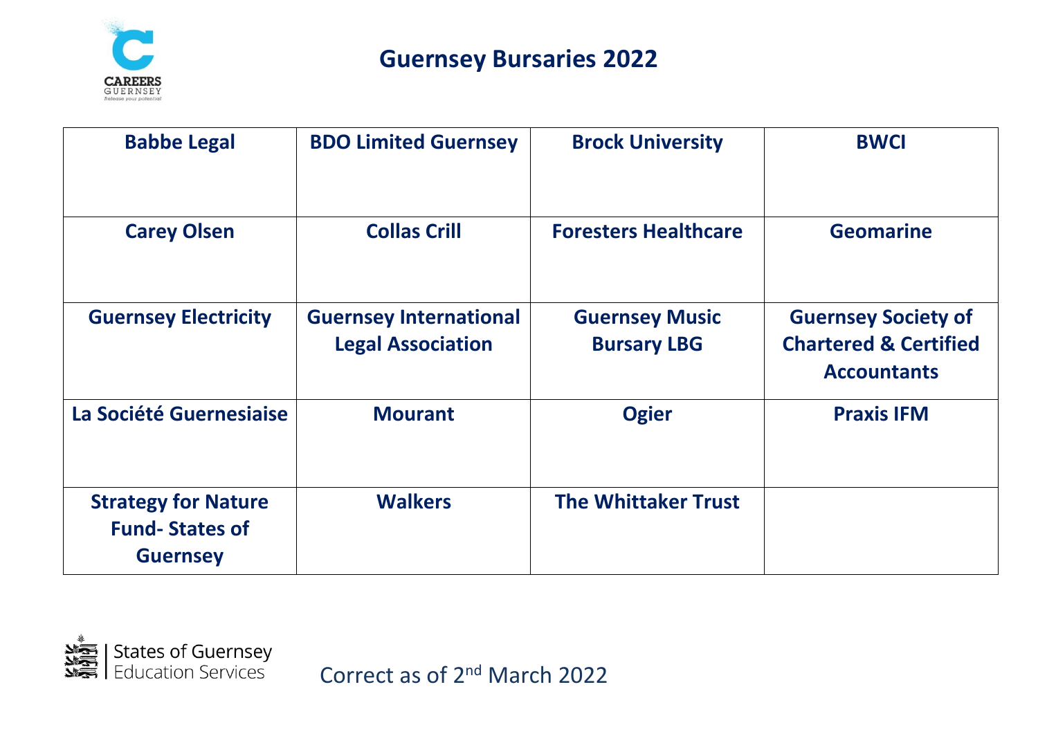# Guernsey Bursaries 2022

| Babbe Legal | BDO Limited Guernsey | Brock University | BWCI |
|---|---|---|---|
| Carey Olsen | Collas Crill | Foresters Healthcare | Geomarine |
| Guernsey Electricity | Guernsey International Legal Association | Guernsey Music Bursary LBG | Guernsey Society of Chartered & Certified Accountants |
| La Société Guernesiaise | Mourant | Ogier | Praxis IFM |
| Strategy for Nature Fund- States of Guernsey | Walkers | The Whittaker Trust | |

States of Guernsey Education Services

Correct as of 2nd March 2022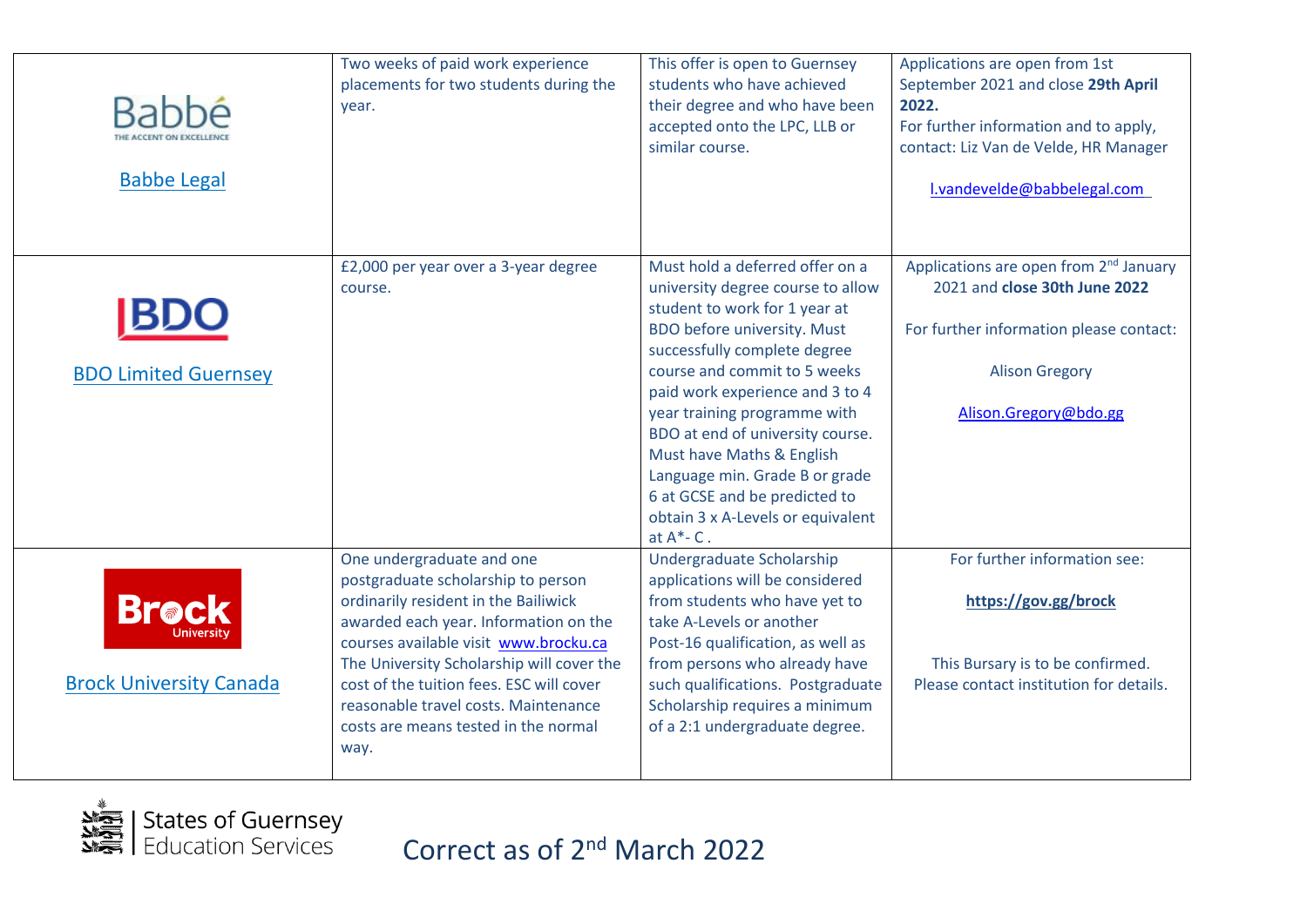| | | | |
|---|---|---|---|
| Babbé THE ACCENT ON EXCELLENCE<br><br>Babbe Legal | Two weeks of paid work experience placements for two students during the year. | This offer is open to Guernsey students who have achieved their degree and who have been accepted onto the LPC, LLB or similar course. | Applications are open from 1st September 2021 and close **29th April 2022.**<br>For further information and to apply, contact: Liz Van de Velde, HR Manager<br><br>l.vandevelde@babbelegal.com |
| BDO<br><br>BDO Limited Guernsey | £2,000 per year over a 3-year degree course. | Must hold a deferred offer on a university degree course to allow student to work for 1 year at BDO before university. Must successfully complete degree course and commit to 5 weeks paid work experience and 3 to 4 year training programme with BDO at end of university course. Must have Maths & English Language min. Grade B or grade 6 at GCSE and be predicted to obtain 3 x A-Levels or equivalent at A*- C . | Applications are open from 2nd January 2021 and **close 30th June 2022**<br><br>For further information please contact:<br><br>Alison Gregory<br><br>Alison.Gregory@bdo.gg |
| Brock University<br><br>Brock University Canada | One undergraduate and one postgraduate scholarship to person ordinarily resident in the Bailiwick awarded each year. Information on the courses available visit www.brocku.ca The University Scholarship will cover the cost of the tuition fees. ESC will cover reasonable travel costs. Maintenance costs are means tested in the normal way. | Undergraduate Scholarship applications will be considered from students who have yet to take A-Levels or another Post-16 qualification, as well as from persons who already have such qualifications. Postgraduate Scholarship requires a minimum of a 2:1 undergraduate degree. | For further information see:<br><br>**https://gov.gg/brock**<br><br>This Bursary is to be confirmed. Please contact institution for details. |

States of Guernsey Education Services

Correct as of 2nd March 2022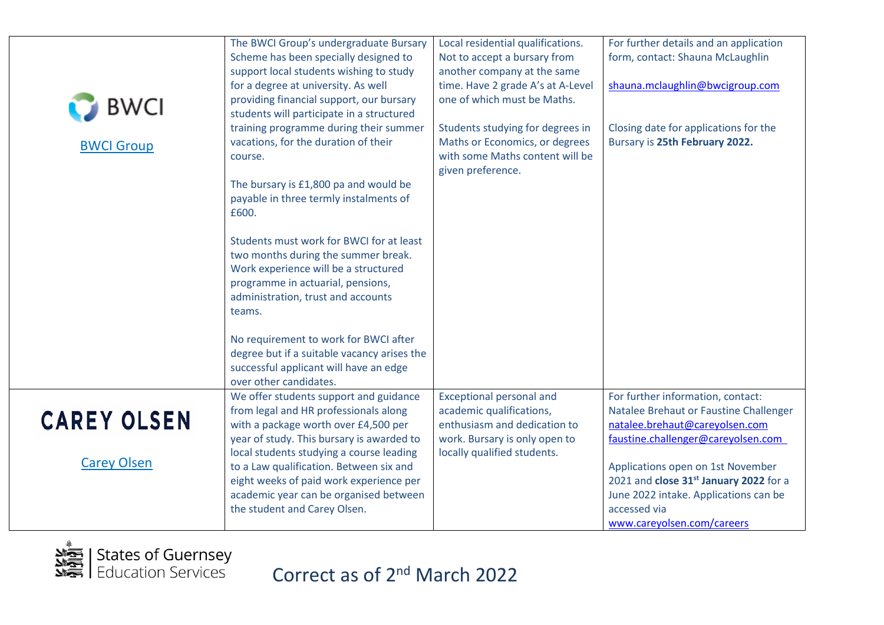| | | | |
|---|---|---|---|
| BWCI<br><br>BWCI Group | The BWCI Group's undergraduate Bursary Scheme has been specially designed to support local students wishing to study for a degree at university. As well providing financial support, our bursary students will participate in a structured training programme during their summer vacations, for the duration of their course.<br><br>The bursary is £1,800 pa and would be payable in three termly instalments of £600.<br><br>Students must work for BWCI for at least two months during the summer break. Work experience will be a structured programme in actuarial, pensions, administration, trust and accounts teams.<br><br>No requirement to work for BWCI after degree but if a suitable vacancy arises the successful applicant will have an edge over other candidates. | Local residential qualifications. Not to accept a bursary from another company at the same time. Have 2 grade A's at A-Level one of which must be Maths.<br><br>Students studying for degrees in Maths or Economics, or degrees with some Maths content will be given preference. | For further details and an application form, contact: Shauna McLaughlin<br><br>shauna.mclaughlin@bwcigroup.com<br><br>Closing date for applications for the Bursary is **25th February 2022.** |
| CAREY OLSEN<br><br>Carey Olsen | We offer students support and guidance from legal and HR professionals along with a package worth over £4,500 per year of study. This bursary is awarded to local students studying a course leading to a Law qualification. Between six and eight weeks of paid work experience per academic year can be organised between the student and Carey Olsen. | Exceptional personal and academic qualifications, enthusiasm and dedication to work. Bursary is only open to locally qualified students. | For further information, contact: Natalee Brehaut or Faustine Challenger<br>natalee.brehaut@careyolsen.com<br>faustine.challenger@careyolsen.com<br><br>Applications open on 1st November 2021 and **close 31st January 2022** for a June 2022 intake. Applications can be accessed via www.careyolsen.com/careers |

States of Guernsey Education Services

Correct as of 2nd March 2022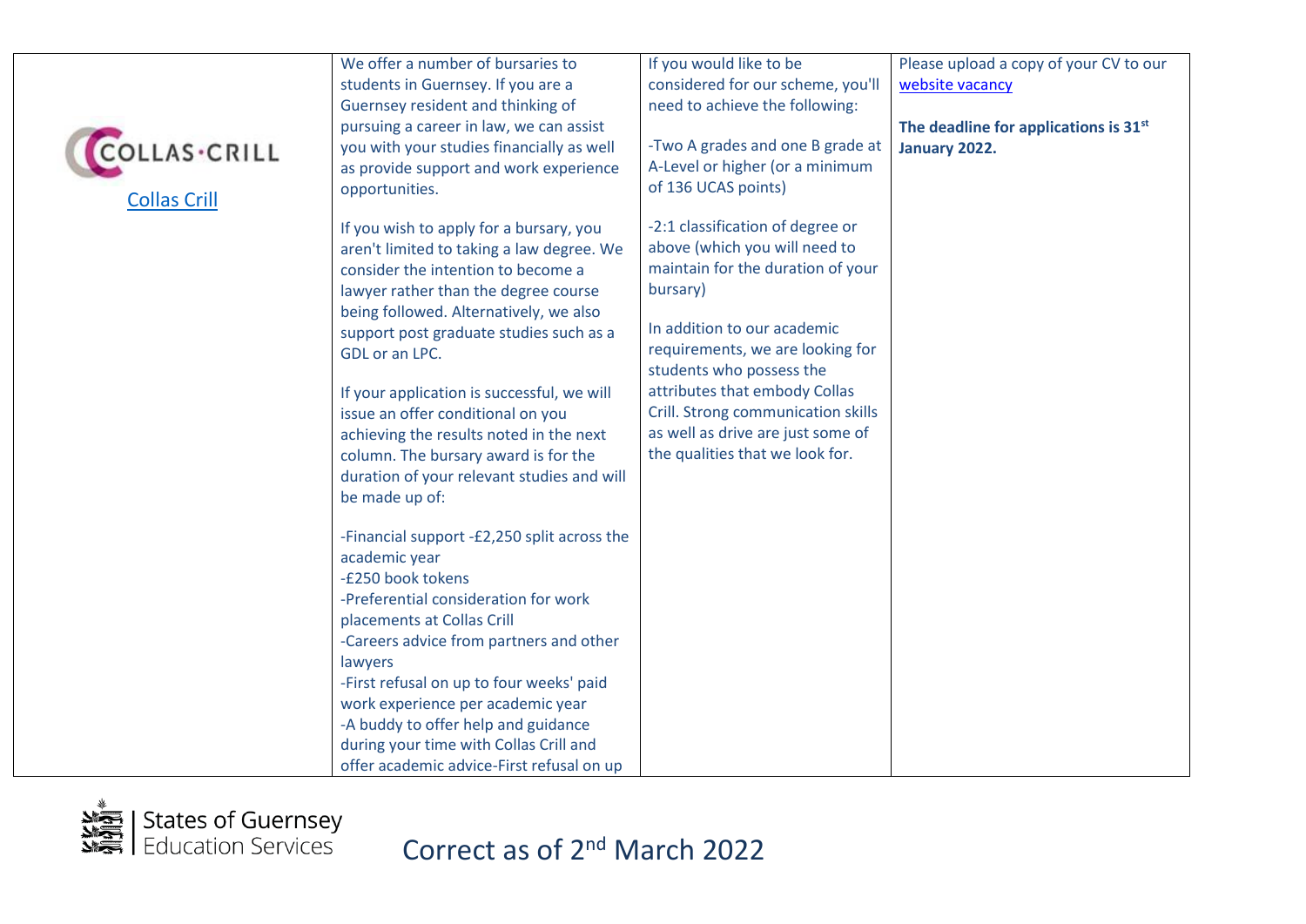| | | | |
|---|---|---|---|
| COLLAS·CRILL<br><br>Collas Crill | We offer a number of bursaries to students in Guernsey. If you are a Guernsey resident and thinking of pursuing a career in law, we can assist you with your studies financially as well as provide support and work experience opportunities.<br><br>If you wish to apply for a bursary, you aren't limited to taking a law degree. We consider the intention to become a lawyer rather than the degree course being followed. Alternatively, we also support post graduate studies such as a GDL or an LPC.<br><br>If your application is successful, we will issue an offer conditional on you achieving the results noted in the next column. The bursary award is for the duration of your relevant studies and will be made up of:<br><br>-Financial support -£2,250 split across the academic year<br>-£250 book tokens<br>-Preferential consideration for work placements at Collas Crill<br>-Careers advice from partners and other lawyers<br>-First refusal on up to four weeks' paid work experience per academic year<br>-A buddy to offer help and guidance during your time with Collas Crill and offer academic advice-First refusal on up | If you would like to be considered for our scheme, you'll need to achieve the following:<br><br>-Two A grades and one B grade at A-Level or higher (or a minimum of 136 UCAS points)<br><br>-2:1 classification of degree or above (which you will need to maintain for the duration of your bursary)<br><br>In addition to our academic requirements, we are looking for students who possess the attributes that embody Collas Crill. Strong communication skills as well as drive are just some of the qualities that we look for. | Please upload a copy of your CV to our website vacancy<br><br>**The deadline for applications is 31st January 2022.** |

Correct as of 2nd March 2022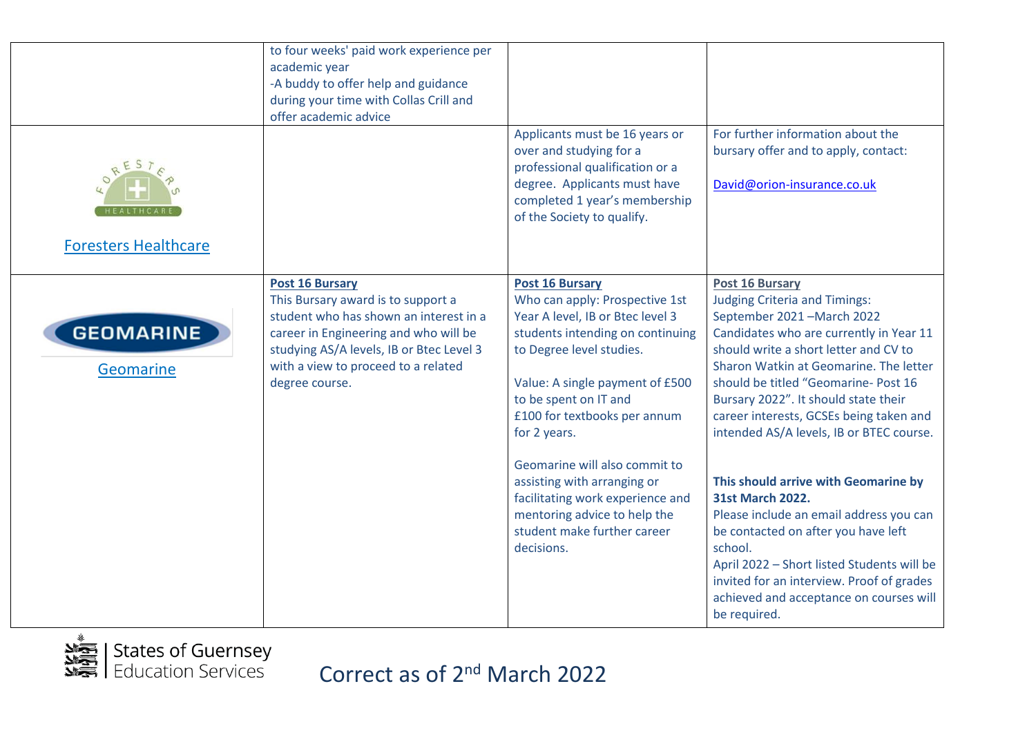| | | | |
|---|---|---|---|
| | to four weeks' paid work experience per academic year<br>-A buddy to offer help and guidance during your time with Collas Crill and offer academic advice | | |
| Foresters Healthcare | | Applicants must be 16 years or over and studying for a professional qualification or a degree. Applicants must have completed 1 year's membership of the Society to qualify. | For further information about the bursary offer and to apply, contact:<br><br>David@orion-insurance.co.uk |
| Geomarine | **Post 16 Bursary**<br>This Bursary award is to support a student who has shown an interest in a career in Engineering and who will be studying AS/A levels, IB or Btec Level 3 with a view to proceed to a related degree course. | **Post 16 Bursary**<br>Who can apply: Prospective 1st Year A level, IB or Btec level 3 students intending on continuing to Degree level studies.<br><br>Value: A single payment of £500 to be spent on IT and £100 for textbooks per annum for 2 years.<br><br>Geomarine will also commit to assisting with arranging or facilitating work experience and mentoring advice to help the student make further career decisions. | **Post 16 Bursary**<br>Judging Criteria and Timings:<br>September 2021 –March 2022<br>Candidates who are currently in Year 11 should write a short letter and CV to Sharon Watkin at Geomarine. The letter should be titled "Geomarine- Post 16 Bursary 2022". It should state their career interests, GCSEs being taken and intended AS/A levels, IB or BTEC course.<br><br>**This should arrive with Geomarine by 31st March 2022.**<br>Please include an email address you can be contacted on after you have left school.<br>April 2022 – Short listed Students will be invited for an interview. Proof of grades achieved and acceptance on courses will be required. |

Correct as of 2nd March 2022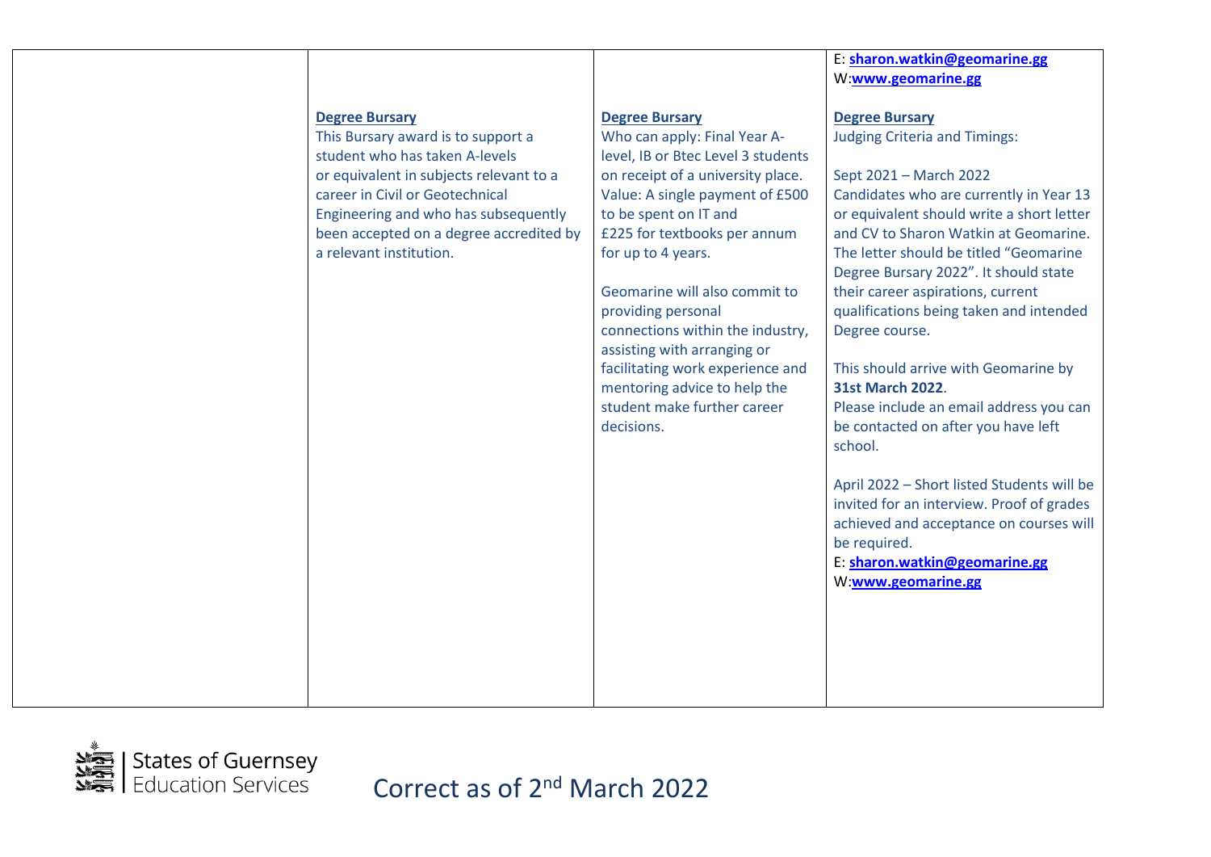| | | | |
|---|---|---|---|
| | | | E: **sharon.watkin@geomarine.gg**<br>W:**www.geomarine.gg** |
| | **Degree Bursary**<br>This Bursary award is to support a student who has taken A-levels or equivalent in subjects relevant to a career in Civil or Geotechnical Engineering and who has subsequently been accepted on a degree accredited by a relevant institution. | **Degree Bursary**<br>Who can apply: Final Year A-level, IB or Btec Level 3 students on receipt of a university place.<br>Value: A single payment of £500 to be spent on IT and £225 for textbooks per annum for up to 4 years.<br><br>Geomarine will also commit to providing personal connections within the industry, assisting with arranging or facilitating work experience and mentoring advice to help the student make further career decisions. | **Degree Bursary**<br>Judging Criteria and Timings:<br><br>Sept 2021 – March 2022<br>Candidates who are currently in Year 13 or equivalent should write a short letter and CV to Sharon Watkin at Geomarine. The letter should be titled "Geomarine Degree Bursary 2022". It should state their career aspirations, current qualifications being taken and intended Degree course.<br><br>This should arrive with Geomarine by **31st March 2022**.<br>Please include an email address you can be contacted on after you have left school.<br><br>April 2022 – Short listed Students will be invited for an interview. Proof of grades achieved and acceptance on courses will be required.<br>E: **sharon.watkin@geomarine.gg**<br>W:**www.geomarine.gg** |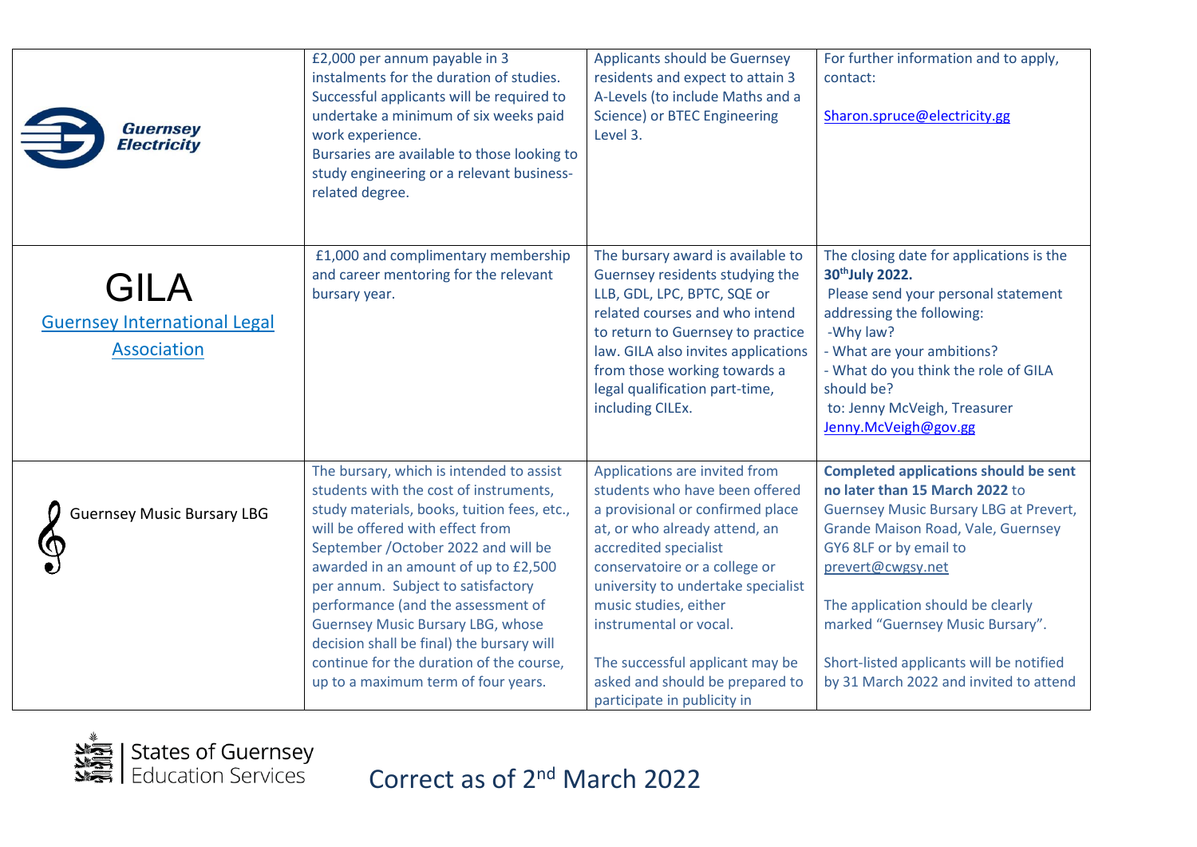| | | | |
|---|---|---|---|
| Guernsey Electricity | £2,000 per annum payable in 3 instalments for the duration of studies. Successful applicants will be required to undertake a minimum of six weeks paid work experience. Bursaries are available to those looking to study engineering or a relevant business-related degree. | Applicants should be Guernsey residents and expect to attain 3 A-Levels (to include Maths and a Science) or BTEC Engineering Level 3. | For further information and to apply, contact: Sharon.spruce@electricity.gg |
| GILA Guernsey International Legal Association | £1,000 and complimentary membership and career mentoring for the relevant bursary year. | The bursary award is available to Guernsey residents studying the LLB, GDL, LPC, BPTC, SQE or related courses and who intend to return to Guernsey to practice law. GILA also invites applications from those working towards a legal qualification part-time, including CILEx. | The closing date for applications is the **30th July 2022.** Please send your personal statement addressing the following: -Why law? - What are your ambitions? - What do you think the role of GILA should be? to: Jenny McVeigh, Treasurer Jenny.McVeigh@gov.gg |
| Guernsey Music Bursary LBG | The bursary, which is intended to assist students with the cost of instruments, study materials, books, tuition fees, etc., will be offered with effect from September /October 2022 and will be awarded in an amount of up to £2,500 per annum. Subject to satisfactory performance (and the assessment of Guernsey Music Bursary LBG, whose decision shall be final) the bursary will continue for the duration of the course, up to a maximum term of four years. | Applications are invited from students who have been offered a provisional or confirmed place at, or who already attend, an accredited specialist conservatoire or a college or university to undertake specialist music studies, either instrumental or vocal. The successful applicant may be asked and should be prepared to participate in publicity in | **Completed applications should be sent no later than 15 March 2022** to Guernsey Music Bursary LBG at Prevert, Grande Maison Road, Vale, Guernsey GY6 8LF or by email to prevert@cwgsy.net The application should be clearly marked "Guernsey Music Bursary". Short-listed applicants will be notified by 31 March 2022 and invited to attend |

States of Guernsey Education Services

Correct as of 2nd March 2022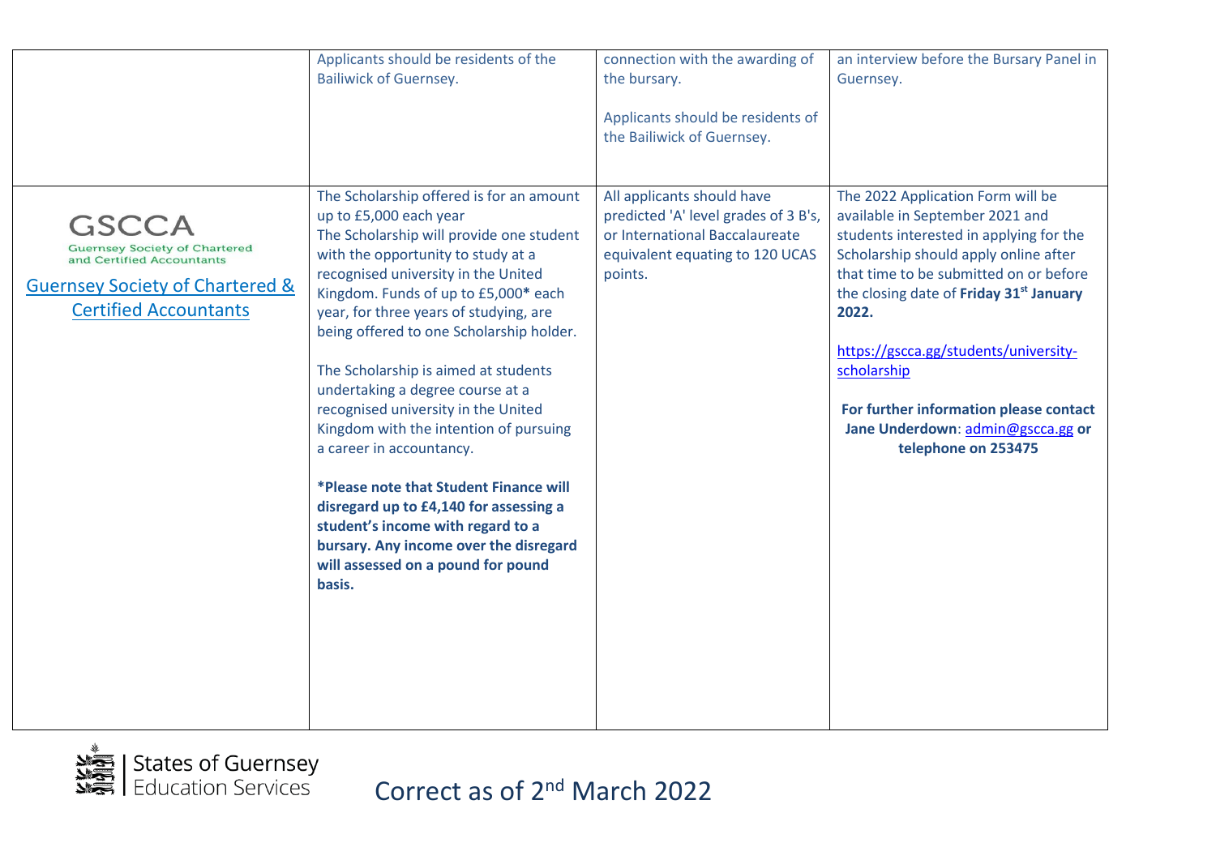| | | | |
|---|---|---|---|
| | Applicants should be residents of the Bailiwick of Guernsey. | connection with the awarding of the bursary.<br><br>Applicants should be residents of the Bailiwick of Guernsey. | an interview before the Bursary Panel in Guernsey. |
| GSCCA<br>Guernsey Society of Chartered and Certified Accountants<br>[Guernsey Society of Chartered & Certified Accountants]() | The Scholarship offered is for an amount up to £5,000 each year<br>The Scholarship will provide one student with the opportunity to study at a recognised university in the United Kingdom. Funds of up to £5,000* each year, for three years of studying, are being offered to one Scholarship holder.<br><br>The Scholarship is aimed at students undertaking a degree course at a recognised university in the United Kingdom with the intention of pursuing a career in accountancy.<br><br>***Please note that Student Finance will disregard up to £4,140 for assessing a student's income with regard to a bursary. Any income over the disregard will assessed on a pound for pound basis.** | All applicants should have predicted 'A' level grades of 3 B's, or International Baccalaureate equivalent equating to 120 UCAS points. | The 2022 Application Form will be available in September 2021 and students interested in applying for the Scholarship should apply online after that time to be submitted on or before the closing date of **Friday 31st January 2022.**<br><br>https://gscca.gg/students/university-scholarship<br><br>**For further information please contact Jane Underdown**: admin@gscca.gg **or telephone on 253475** |

Correct as of 2nd March 2022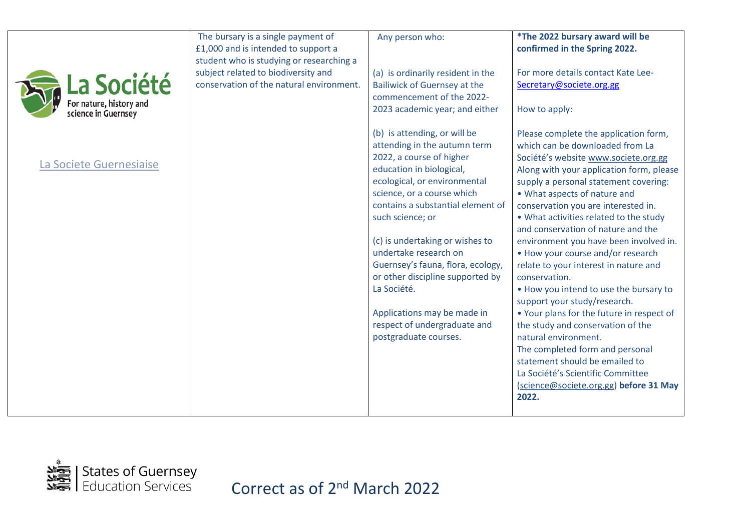| | | | |
|---|---|---|---|
| La Société For nature, history and science in Guernsey<br><br>La Societe Guernesiaise | The bursary is a single payment of £1,000 and is intended to support a student who is studying or researching a subject related to biodiversity and conservation of the natural environment. | Any person who:<br><br>(a) is ordinarily resident in the Bailiwick of Guernsey at the commencement of the 2022-2023 academic year; and either<br><br>(b) is attending, or will be attending in the autumn term 2022, a course of higher education in biological, ecological, or environmental science, or a course which contains a substantial element of such science; or<br><br>(c) is undertaking or wishes to undertake research on Guernsey's fauna, flora, ecology, or other discipline supported by La Société.<br><br>Applications may be made in respect of undergraduate and postgraduate courses. | ***The 2022 bursary award will be confirmed in the Spring 2022.**<br><br>For more details contact Kate Lee- Secretary@societe.org.gg<br><br>How to apply:<br><br>Please complete the application form, which can be downloaded from La Société's website www.societe.org.gg Along with your application form, please supply a personal statement covering:<br>• What aspects of nature and conservation you are interested in.<br>• What activities related to the study and conservation of nature and the environment you have been involved in.<br>• How your course and/or research relate to your interest in nature and conservation.<br>• How you intend to use the bursary to support your study/research.<br>• Your plans for the future in respect of the study and conservation of the natural environment.<br>The completed form and personal statement should be emailed to La Société's Scientific Committee (science@societe.org.gg) **before 31 May 2022.** |

States of Guernsey Education Services

Correct as of 2nd March 2022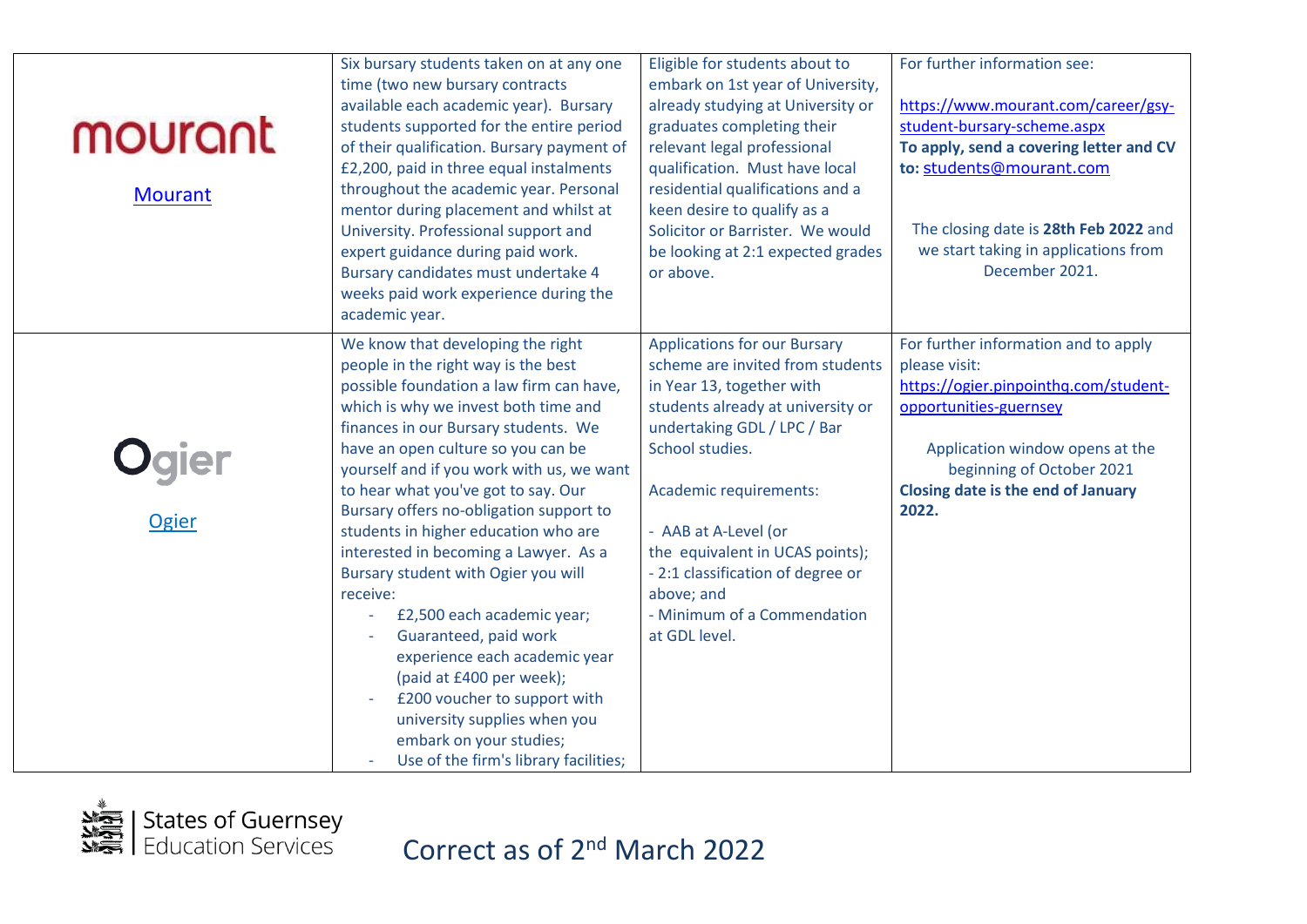| | | | |
|---|---|---|---|
| mourant<br><br>[Mourant](https://www.mourant.com) | Six bursary students taken on at any one time (two new bursary contracts available each academic year). Bursary students supported for the entire period of their qualification. Bursary payment of £2,200, paid in three equal instalments throughout the academic year. Personal mentor during placement and whilst at University. Professional support and expert guidance during paid work. Bursary candidates must undertake 4 weeks paid work experience during the academic year. | Eligible for students about to embark on 1st year of University, already studying at University or graduates completing their relevant legal professional qualification. Must have local residential qualifications and a keen desire to qualify as a Solicitor or Barrister. We would be looking at 2:1 expected grades or above. | For further information see:<br><br>https://www.mourant.com/career/gsy-student-bursary-scheme.aspx<br>**To apply, send a covering letter and CV to:** students@mourant.com<br><br>The closing date is **28th Feb 2022** and we start taking in applications from December 2021. |
| Ogier<br><br>[Ogier](https://www.ogier.com) | We know that developing the right people in the right way is the best possible foundation a law firm can have, which is why we invest both time and finances in our Bursary students. We have an open culture so you can be yourself and if you work with us, we want to hear what you've got to say. Our Bursary offers no-obligation support to students in higher education who are interested in becoming a Lawyer. As a Bursary student with Ogier you will receive:<br>- £2,500 each academic year;<br>- Guaranteed, paid work experience each academic year (paid at £400 per week);<br>- £200 voucher to support with university supplies when you embark on your studies;<br>- Use of the firm's library facilities; | Applications for our Bursary scheme are invited from students in Year 13, together with students already at university or undertaking GDL / LPC / Bar School studies.<br><br>Academic requirements:<br><br>- AAB at A-Level (or the equivalent in UCAS points);<br>- 2:1 classification of degree or above; and<br>- Minimum of a Commendation at GDL level. | For further information and to apply please visit:<br>https://ogier.pinpointhq.com/student-opportunities-guernsey<br><br>Application window opens at the beginning of October 2021<br>**Closing date is the end of January 2022.** |

States of Guernsey Education Services

Correct as of 2nd March 2022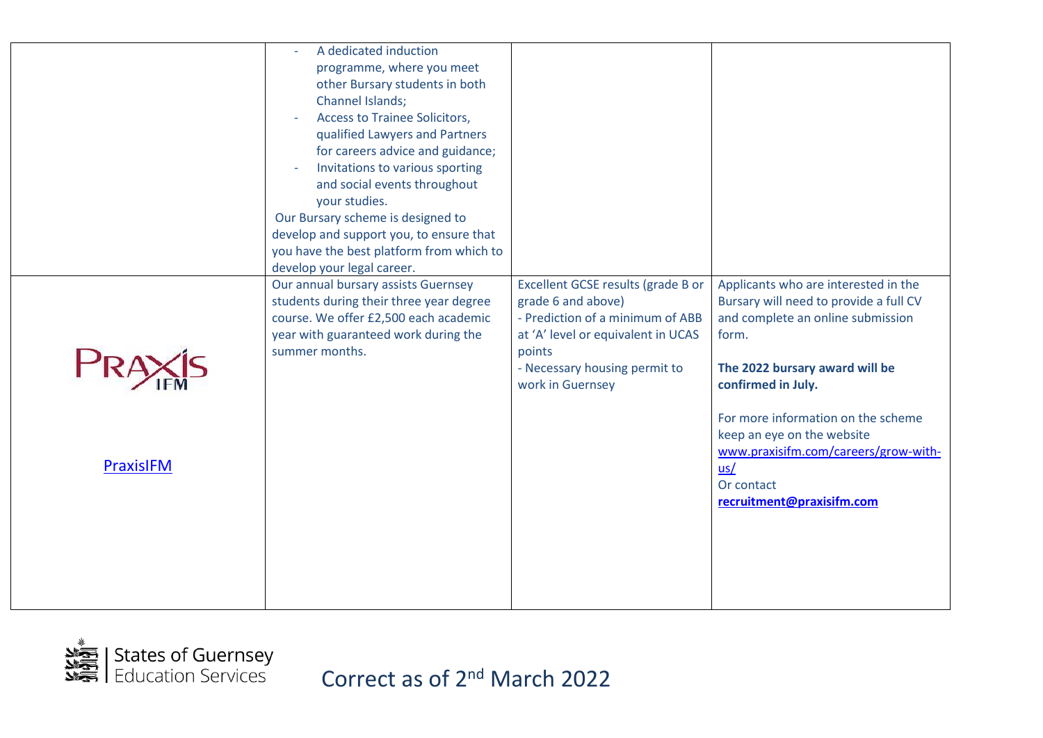| | | | |
|---|---|---|---|
| | - A dedicated induction programme, where you meet other Bursary students in both Channel Islands;<br>- Access to Trainee Solicitors, qualified Lawyers and Partners for careers advice and guidance;<br>- Invitations to various sporting and social events throughout your studies.<br>Our Bursary scheme is designed to develop and support you, to ensure that you have the best platform from which to develop your legal career. | | |
| PRAXIS IFM<br><br>[PraxisIFM](www.praxisifm.com) | Our annual bursary assists Guernsey students during their three year degree course. We offer £2,500 each academic year with guaranteed work during the summer months. | Excellent GCSE results (grade B or grade 6 and above)<br>- Prediction of a minimum of ABB at 'A' level or equivalent in UCAS points<br>- Necessary housing permit to work in Guernsey | Applicants who are interested in the Bursary will need to provide a full CV and complete an online submission form.<br><br>**The 2022 bursary award will be confirmed in July.**<br><br>For more information on the scheme keep an eye on the website [www.praxisifm.com/careers/grow-with-us/](www.praxisifm.com/careers/grow-with-us/)<br>Or contact<br>**recruitment@praxisifm.com** |

States of Guernsey Education Services

Correct as of 2nd March 2022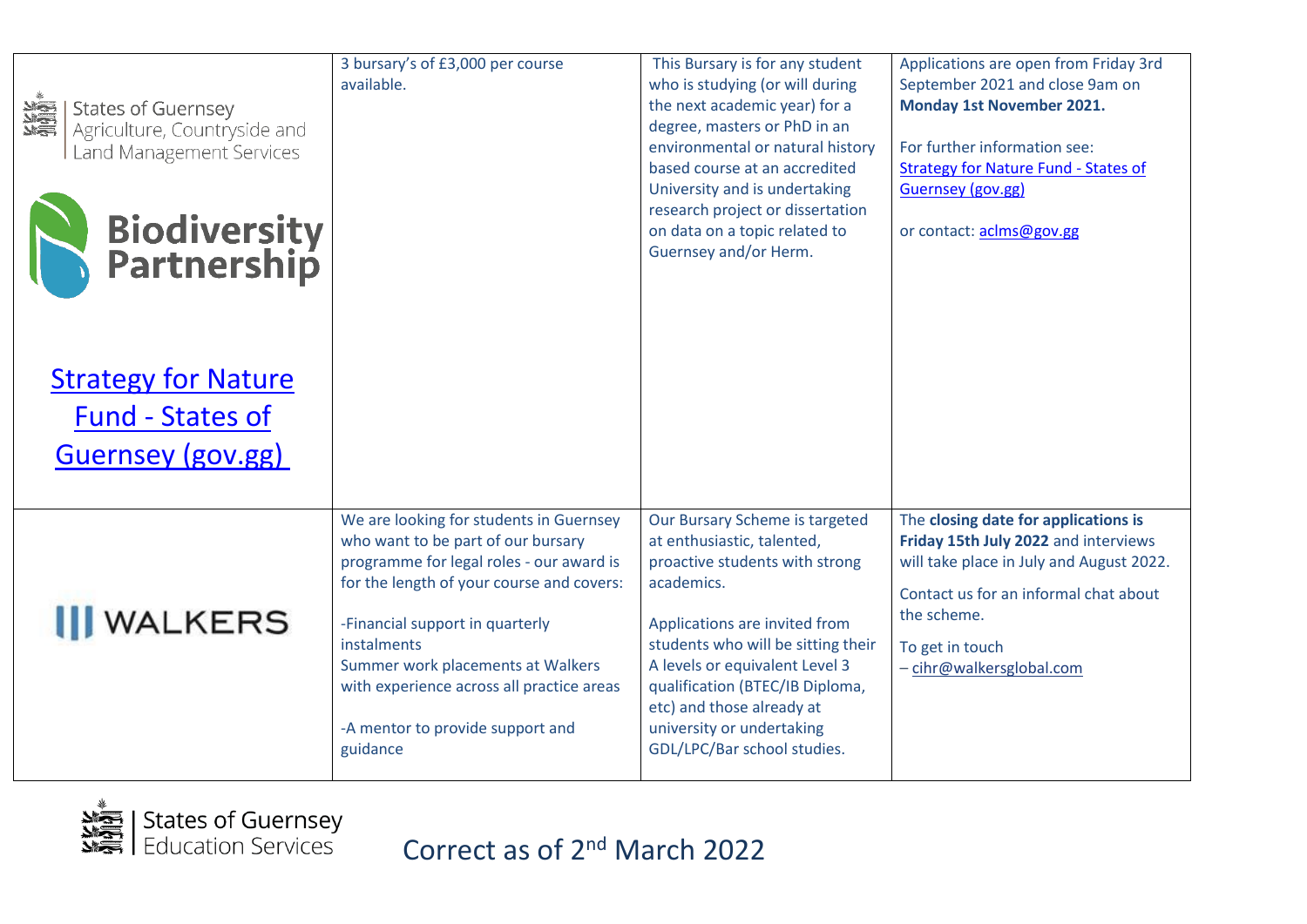| | | | |
|---|---|---|---|
| States of Guernsey Agriculture, Countryside and Land Management Services<br><br>Biodiversity Partnership<br><br>[Strategy for Nature Fund - States of Guernsey (gov.gg)](https://www.gov.gg) | 3 bursary's of £3,000 per course available. | This Bursary is for any student who is studying (or will during the next academic year) for a degree, masters or PhD in an environmental or natural history based course at an accredited University and is undertaking research project or dissertation on data on a topic related to Guernsey and/or Herm. | Applications are open from Friday 3rd September 2021 and close 9am on **Monday 1st November 2021.**<br><br>For further information see: [Strategy for Nature Fund - States of Guernsey (gov.gg)](https://www.gov.gg)<br><br>or contact: aclms@gov.gg |
| WALKERS | We are looking for students in Guernsey who want to be part of our bursary programme for legal roles - our award is for the length of your course and covers:<br><br>-Financial support in quarterly instalments<br>Summer work placements at Walkers with experience across all practice areas<br><br>-A mentor to provide support and guidance | Our Bursary Scheme is targeted at enthusiastic, talented, proactive students with strong academics.<br><br>Applications are invited from students who will be sitting their A levels or equivalent Level 3 qualification (BTEC/IB Diploma, etc) and those already at university or undertaking GDL/LPC/Bar school studies. | The **closing date for applications is Friday 15th July 2022** and interviews will take place in July and August 2022.<br><br>Contact us for an informal chat about the scheme.<br><br>To get in touch – cihr@walkersglobal.com |

States of Guernsey Education Services

Correct as of 2nd March 2022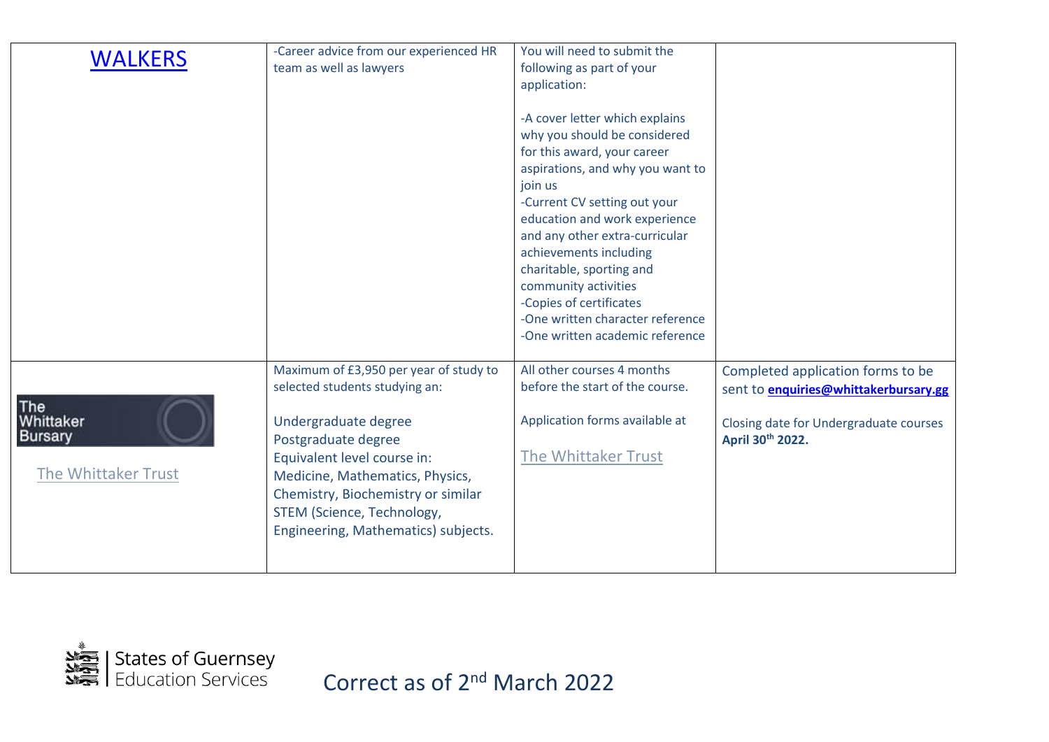| | | | |
|---|---|---|---|
| WALKERS | -Career advice from our experienced HR team as well as lawyers | You will need to submit the following as part of your application:<br><br>-A cover letter which explains why you should be considered for this award, your career aspirations, and why you want to join us<br>-Current CV setting out your education and work experience and any other extra-curricular achievements including charitable, sporting and community activities<br>-Copies of certificates<br>-One written character reference<br>-One written academic reference | |
| The Whittaker Bursary<br><br>The Whittaker Trust | Maximum of £3,950 per year of study to selected students studying an:<br><br>Undergraduate degree<br>Postgraduate degree<br>Equivalent level course in:<br>Medicine, Mathematics, Physics, Chemistry, Biochemistry or similar STEM (Science, Technology, Engineering, Mathematics) subjects. | All other courses 4 months before the start of the course.<br><br>Application forms available at<br><br>The Whittaker Trust | Completed application forms to be sent to **enquiries@whittakerbursary.gg**<br><br>Closing date for Undergraduate courses **April 30th 2022.** |

States of Guernsey Education Services

Correct as of 2nd March 2022